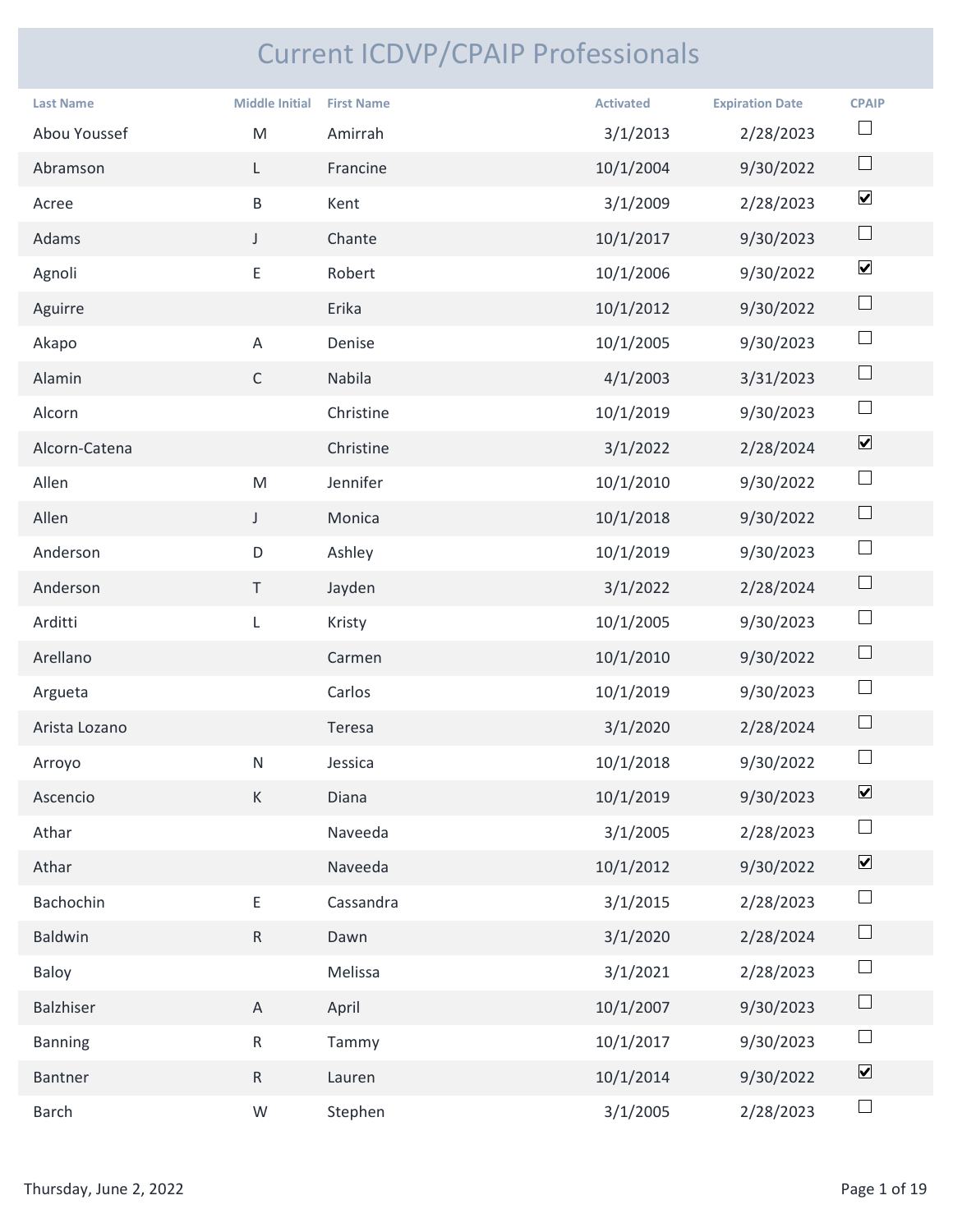# Current ICDVP/CPAIP Professionals

| Last Name | Middle Initial | First Name | Activated | Expiration Date | CPAIP |
|---|---|---|---|---|---|
| Abou Youssef | M | Amirrah | 3/1/2013 | 2/28/2023 | ☐ |
| Abramson | L | Francine | 10/1/2004 | 9/30/2022 | ☐ |
| Acree | B | Kent | 3/1/2009 | 2/28/2023 | ☑ |
| Adams | J | Chante | 10/1/2017 | 9/30/2023 | ☐ |
| Agnoli | E | Robert | 10/1/2006 | 9/30/2022 | ☑ |
| Aguirre | | Erika | 10/1/2012 | 9/30/2022 | ☐ |
| Akapo | A | Denise | 10/1/2005 | 9/30/2023 | ☐ |
| Alamin | C | Nabila | 4/1/2003 | 3/31/2023 | ☐ |
| Alcorn | | Christine | 10/1/2019 | 9/30/2023 | ☐ |
| Alcorn-Catena | | Christine | 3/1/2022 | 2/28/2024 | ☑ |
| Allen | M | Jennifer | 10/1/2010 | 9/30/2022 | ☐ |
| Allen | J | Monica | 10/1/2018 | 9/30/2022 | ☐ |
| Anderson | D | Ashley | 10/1/2019 | 9/30/2023 | ☐ |
| Anderson | T | Jayden | 3/1/2022 | 2/28/2024 | ☐ |
| Arditti | L | Kristy | 10/1/2005 | 9/30/2023 | ☐ |
| Arellano | | Carmen | 10/1/2010 | 9/30/2022 | ☐ |
| Argueta | | Carlos | 10/1/2019 | 9/30/2023 | ☐ |
| Arista Lozano | | Teresa | 3/1/2020 | 2/28/2024 | ☐ |
| Arroyo | N | Jessica | 10/1/2018 | 9/30/2022 | ☐ |
| Ascencio | K | Diana | 10/1/2019 | 9/30/2023 | ☑ |
| Athar | | Naveeda | 3/1/2005 | 2/28/2023 | ☐ |
| Athar | | Naveeda | 10/1/2012 | 9/30/2022 | ☑ |
| Bachochin | E | Cassandra | 3/1/2015 | 2/28/2023 | ☐ |
| Baldwin | R | Dawn | 3/1/2020 | 2/28/2024 | ☐ |
| Baloy | | Melissa | 3/1/2021 | 2/28/2023 | ☐ |
| Balzhiser | A | April | 10/1/2007 | 9/30/2023 | ☐ |
| Banning | R | Tammy | 10/1/2017 | 9/30/2023 | ☐ |
| Bantner | R | Lauren | 10/1/2014 | 9/30/2022 | ☑ |
| Barch | W | Stephen | 3/1/2005 | 2/28/2023 | ☐ |

Thursday, June 2, 2022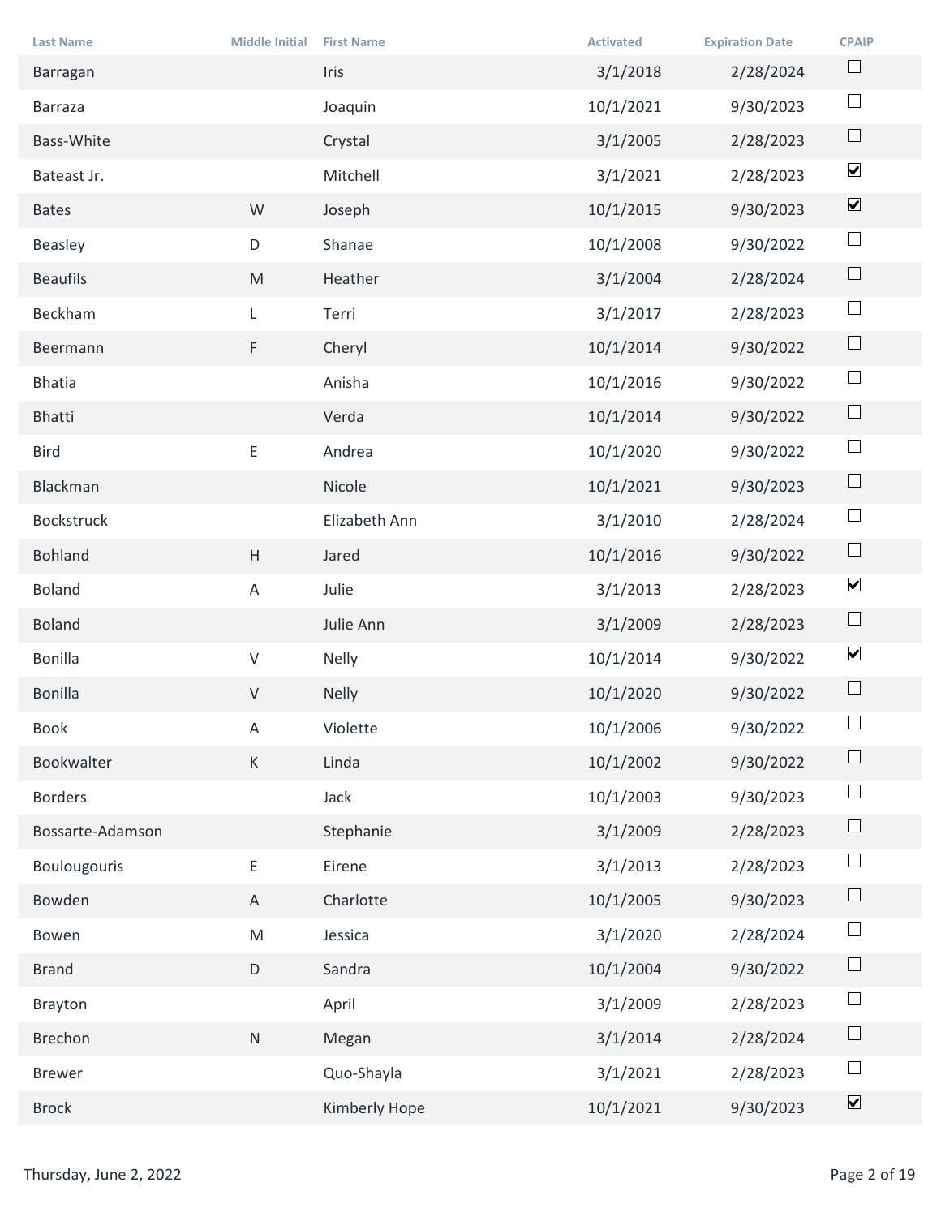| Last Name | Middle Initial | First Name | Activated | Expiration Date | CPAIP |
|---|---|---|---|---|---|
| Barragan | | Iris | 3/1/2018 | 2/28/2024 | ☐ |
| Barraza | | Joaquin | 10/1/2021 | 9/30/2023 | ☐ |
| Bass-White | | Crystal | 3/1/2005 | 2/28/2023 | ☐ |
| Bateast Jr. | | Mitchell | 3/1/2021 | 2/28/2023 | ☑ |
| Bates | W | Joseph | 10/1/2015 | 9/30/2023 | ☑ |
| Beasley | D | Shanae | 10/1/2008 | 9/30/2022 | ☐ |
| Beaufils | M | Heather | 3/1/2004 | 2/28/2024 | ☐ |
| Beckham | L | Terri | 3/1/2017 | 2/28/2023 | ☐ |
| Beermann | F | Cheryl | 10/1/2014 | 9/30/2022 | ☐ |
| Bhatia | | Anisha | 10/1/2016 | 9/30/2022 | ☐ |
| Bhatti | | Verda | 10/1/2014 | 9/30/2022 | ☐ |
| Bird | E | Andrea | 10/1/2020 | 9/30/2022 | ☐ |
| Blackman | | Nicole | 10/1/2021 | 9/30/2023 | ☐ |
| Bockstruck | | Elizabeth Ann | 3/1/2010 | 2/28/2024 | ☐ |
| Bohland | H | Jared | 10/1/2016 | 9/30/2022 | ☐ |
| Boland | A | Julie | 3/1/2013 | 2/28/2023 | ☑ |
| Boland | | Julie Ann | 3/1/2009 | 2/28/2023 | ☐ |
| Bonilla | V | Nelly | 10/1/2014 | 9/30/2022 | ☑ |
| Bonilla | V | Nelly | 10/1/2020 | 9/30/2022 | ☐ |
| Book | A | Violette | 10/1/2006 | 9/30/2022 | ☐ |
| Bookwalter | K | Linda | 10/1/2002 | 9/30/2022 | ☐ |
| Borders | | Jack | 10/1/2003 | 9/30/2023 | ☐ |
| Bossarte-Adamson | | Stephanie | 3/1/2009 | 2/28/2023 | ☐ |
| Boulougouris | E | Eirene | 3/1/2013 | 2/28/2023 | ☐ |
| Bowden | A | Charlotte | 10/1/2005 | 9/30/2023 | ☐ |
| Bowen | M | Jessica | 3/1/2020 | 2/28/2024 | ☐ |
| Brand | D | Sandra | 10/1/2004 | 9/30/2022 | ☐ |
| Brayton | | April | 3/1/2009 | 2/28/2023 | ☐ |
| Brechon | N | Megan | 3/1/2014 | 2/28/2024 | ☐ |
| Brewer | | Quo-Shayla | 3/1/2021 | 2/28/2023 | ☐ |
| Brock | | Kimberly Hope | 10/1/2021 | 9/30/2023 | ☑ |

Thursday, June 2, 2022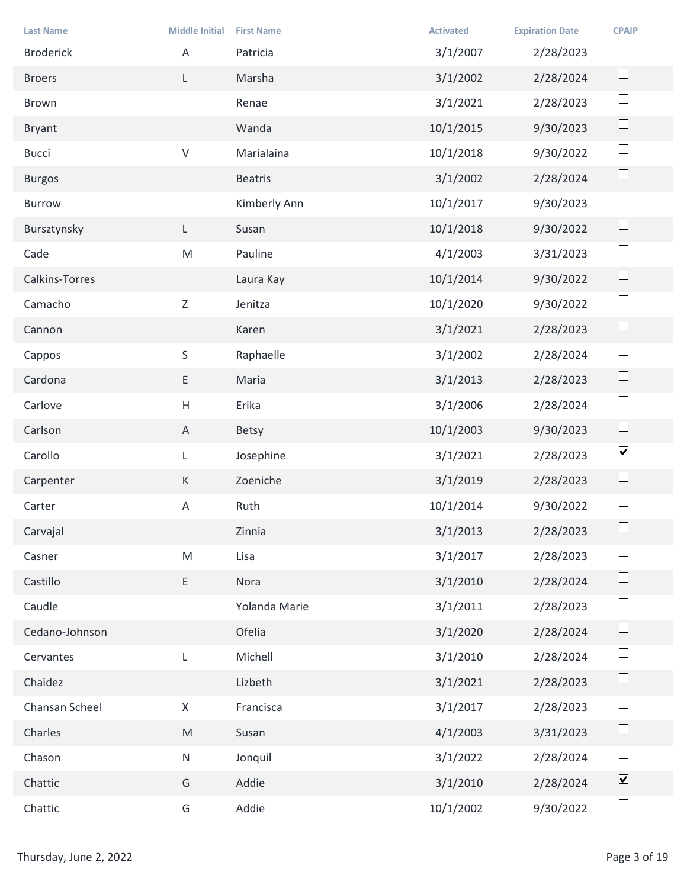| Last Name | Middle Initial | First Name | Activated | Expiration Date | CPAIP |
|---|---|---|---|---|---|
| Broderick | A | Patricia | 3/1/2007 | 2/28/2023 | ☐ |
| Broers | L | Marsha | 3/1/2002 | 2/28/2024 | ☐ |
| Brown | | Renae | 3/1/2021 | 2/28/2023 | ☐ |
| Bryant | | Wanda | 10/1/2015 | 9/30/2023 | ☐ |
| Bucci | V | Marialaina | 10/1/2018 | 9/30/2022 | ☐ |
| Burgos | | Beatris | 3/1/2002 | 2/28/2024 | ☐ |
| Burrow | | Kimberly Ann | 10/1/2017 | 9/30/2023 | ☐ |
| Bursztynsky | L | Susan | 10/1/2018 | 9/30/2022 | ☐ |
| Cade | M | Pauline | 4/1/2003 | 3/31/2023 | ☐ |
| Calkins-Torres | | Laura Kay | 10/1/2014 | 9/30/2022 | ☐ |
| Camacho | Z | Jenitza | 10/1/2020 | 9/30/2022 | ☐ |
| Cannon | | Karen | 3/1/2021 | 2/28/2023 | ☐ |
| Cappos | S | Raphaelle | 3/1/2002 | 2/28/2024 | ☐ |
| Cardona | E | Maria | 3/1/2013 | 2/28/2023 | ☐ |
| Carlove | H | Erika | 3/1/2006 | 2/28/2024 | ☐ |
| Carlson | A | Betsy | 10/1/2003 | 9/30/2023 | ☐ |
| Carollo | L | Josephine | 3/1/2021 | 2/28/2023 | ☑ |
| Carpenter | K | Zoeniche | 3/1/2019 | 2/28/2023 | ☐ |
| Carter | A | Ruth | 10/1/2014 | 9/30/2022 | ☐ |
| Carvajal | | Zinnia | 3/1/2013 | 2/28/2023 | ☐ |
| Casner | M | Lisa | 3/1/2017 | 2/28/2023 | ☐ |
| Castillo | E | Nora | 3/1/2010 | 2/28/2024 | ☐ |
| Caudle | | Yolanda Marie | 3/1/2011 | 2/28/2023 | ☐ |
| Cedano-Johnson | | Ofelia | 3/1/2020 | 2/28/2024 | ☐ |
| Cervantes | L | Michell | 3/1/2010 | 2/28/2024 | ☐ |
| Chaidez | | Lizbeth | 3/1/2021 | 2/28/2023 | ☐ |
| Chansan Scheel | X | Francisca | 3/1/2017 | 2/28/2023 | ☐ |
| Charles | M | Susan | 4/1/2003 | 3/31/2023 | ☐ |
| Chason | N | Jonquil | 3/1/2022 | 2/28/2024 | ☐ |
| Chattic | G | Addie | 3/1/2010 | 2/28/2024 | ☑ |
| Chattic | G | Addie | 10/1/2002 | 9/30/2022 | ☐ |

Thursday, June 2, 2022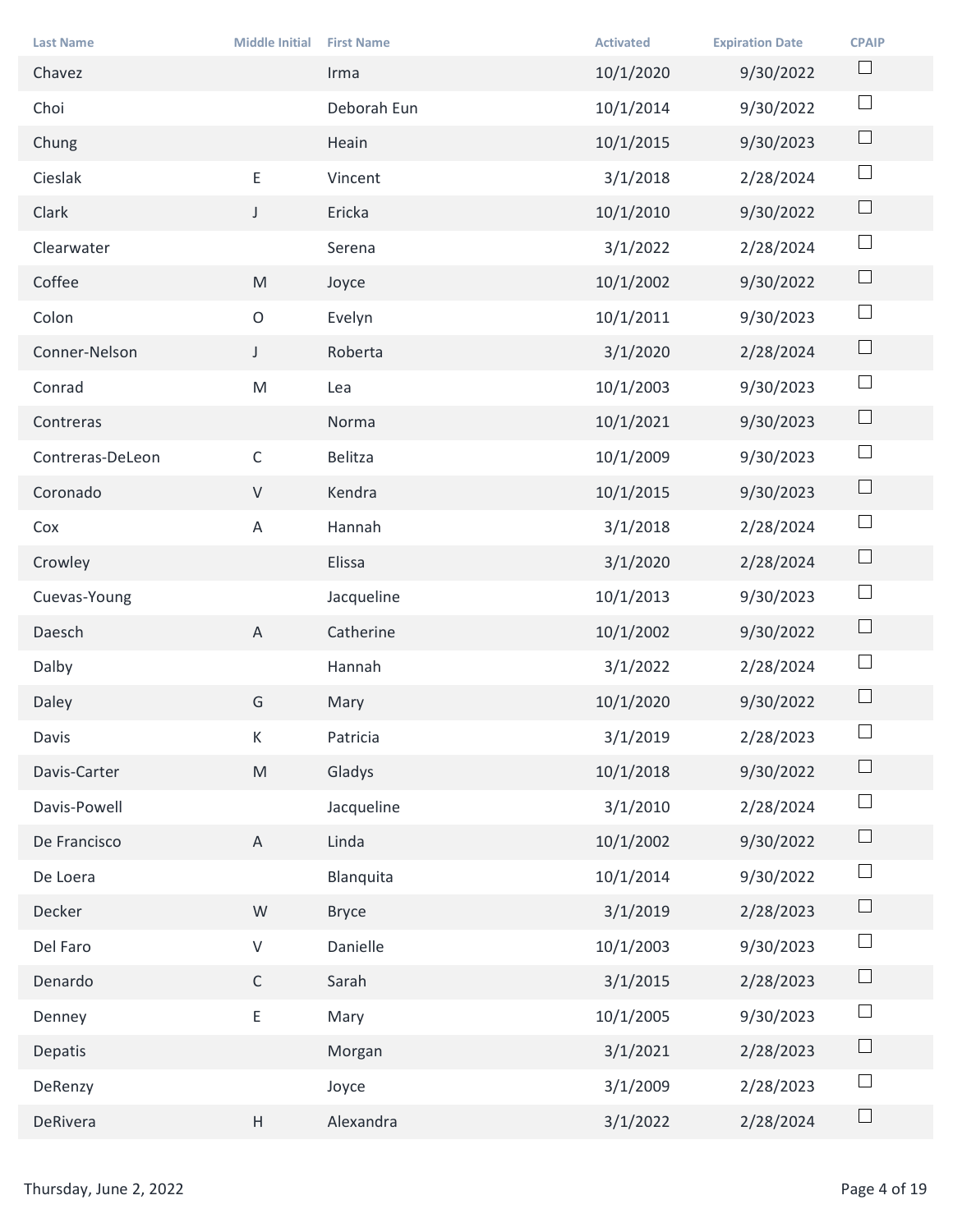| Last Name | Middle Initial | First Name | Activated | Expiration Date | CPAIP |
|---|---|---|---|---|---|
| Chavez | | Irma | 10/1/2020 | 9/30/2022 | ☐ |
| Choi | | Deborah Eun | 10/1/2014 | 9/30/2022 | ☐ |
| Chung | | Heain | 10/1/2015 | 9/30/2023 | ☐ |
| Cieslak | E | Vincent | 3/1/2018 | 2/28/2024 | ☐ |
| Clark | J | Ericka | 10/1/2010 | 9/30/2022 | ☐ |
| Clearwater | | Serena | 3/1/2022 | 2/28/2024 | ☐ |
| Coffee | M | Joyce | 10/1/2002 | 9/30/2022 | ☐ |
| Colon | O | Evelyn | 10/1/2011 | 9/30/2023 | ☐ |
| Conner-Nelson | J | Roberta | 3/1/2020 | 2/28/2024 | ☐ |
| Conrad | M | Lea | 10/1/2003 | 9/30/2023 | ☐ |
| Contreras | | Norma | 10/1/2021 | 9/30/2023 | ☐ |
| Contreras-DeLeon | C | Belitza | 10/1/2009 | 9/30/2023 | ☐ |
| Coronado | V | Kendra | 10/1/2015 | 9/30/2023 | ☐ |
| Cox | A | Hannah | 3/1/2018 | 2/28/2024 | ☐ |
| Crowley | | Elissa | 3/1/2020 | 2/28/2024 | ☐ |
| Cuevas-Young | | Jacqueline | 10/1/2013 | 9/30/2023 | ☐ |
| Daesch | A | Catherine | 10/1/2002 | 9/30/2022 | ☐ |
| Dalby | | Hannah | 3/1/2022 | 2/28/2024 | ☐ |
| Daley | G | Mary | 10/1/2020 | 9/30/2022 | ☐ |
| Davis | K | Patricia | 3/1/2019 | 2/28/2023 | ☐ |
| Davis-Carter | M | Gladys | 10/1/2018 | 9/30/2022 | ☐ |
| Davis-Powell | | Jacqueline | 3/1/2010 | 2/28/2024 | ☐ |
| De Francisco | A | Linda | 10/1/2002 | 9/30/2022 | ☐ |
| De Loera | | Blanquita | 10/1/2014 | 9/30/2022 | ☐ |
| Decker | W | Bryce | 3/1/2019 | 2/28/2023 | ☐ |
| Del Faro | V | Danielle | 10/1/2003 | 9/30/2023 | ☐ |
| Denardo | C | Sarah | 3/1/2015 | 2/28/2023 | ☐ |
| Denney | E | Mary | 10/1/2005 | 9/30/2023 | ☐ |
| Depatis | | Morgan | 3/1/2021 | 2/28/2023 | ☐ |
| DeRenzy | | Joyce | 3/1/2009 | 2/28/2023 | ☐ |
| DeRivera | H | Alexandra | 3/1/2022 | 2/28/2024 | ☐ |

Thursday, June 2, 2022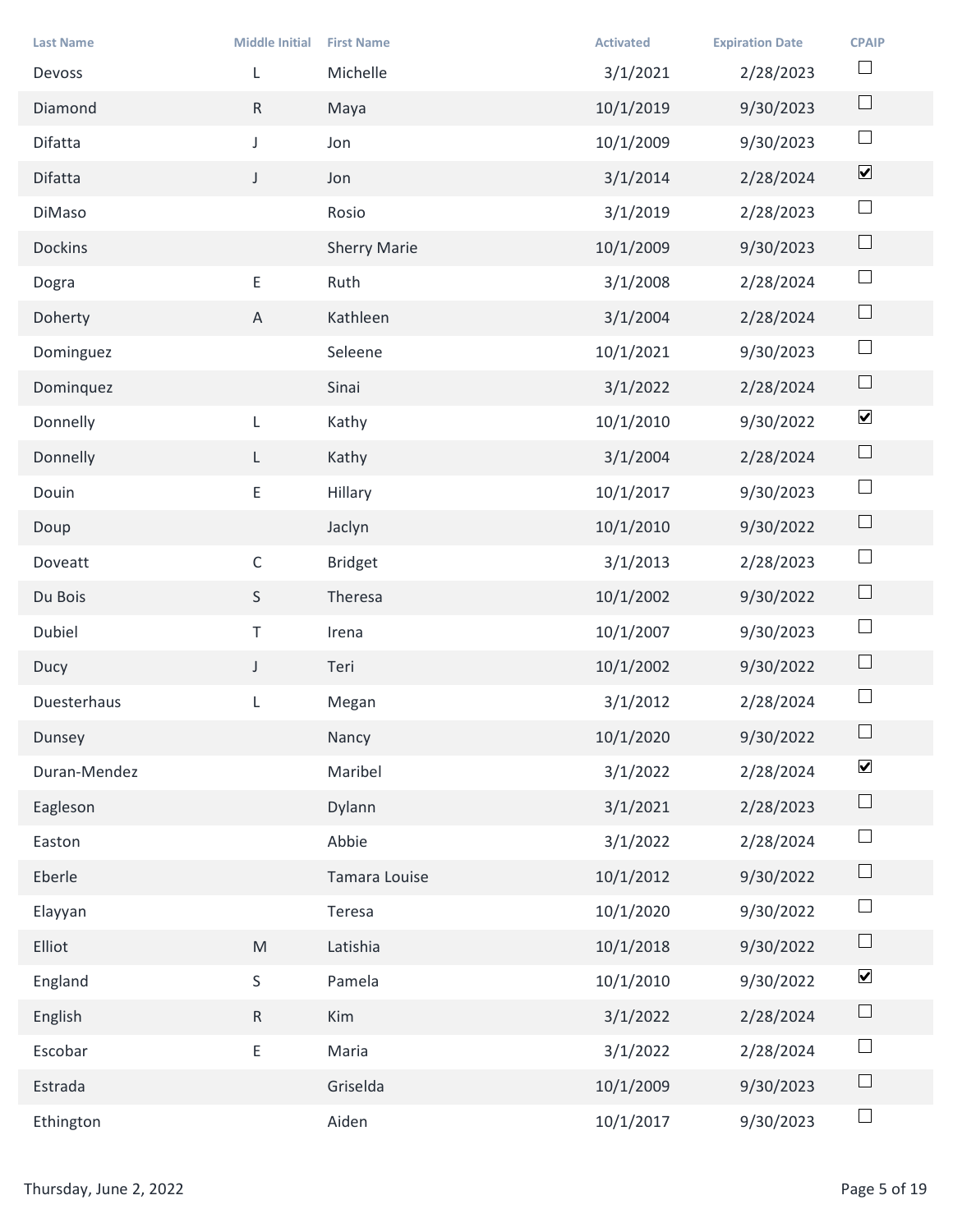| Last Name | Middle Initial | First Name | Activated | Expiration Date | CPAIP |
|---|---|---|---|---|---|
| Devoss | L | Michelle | 3/1/2021 | 2/28/2023 | ☐ |
| Diamond | R | Maya | 10/1/2019 | 9/30/2023 | ☐ |
| Difatta | J | Jon | 10/1/2009 | 9/30/2023 | ☐ |
| Difatta | J | Jon | 3/1/2014 | 2/28/2024 | ☑ |
| DiMaso | | Rosio | 3/1/2019 | 2/28/2023 | ☐ |
| Dockins | | Sherry Marie | 10/1/2009 | 9/30/2023 | ☐ |
| Dogra | E | Ruth | 3/1/2008 | 2/28/2024 | ☐ |
| Doherty | A | Kathleen | 3/1/2004 | 2/28/2024 | ☐ |
| Dominguez | | Seleene | 10/1/2021 | 9/30/2023 | ☐ |
| Dominquez | | Sinai | 3/1/2022 | 2/28/2024 | ☐ |
| Donnelly | L | Kathy | 10/1/2010 | 9/30/2022 | ☑ |
| Donnelly | L | Kathy | 3/1/2004 | 2/28/2024 | ☐ |
| Douin | E | Hillary | 10/1/2017 | 9/30/2023 | ☐ |
| Doup | | Jaclyn | 10/1/2010 | 9/30/2022 | ☐ |
| Doveatt | C | Bridget | 3/1/2013 | 2/28/2023 | ☐ |
| Du Bois | S | Theresa | 10/1/2002 | 9/30/2022 | ☐ |
| Dubiel | T | Irena | 10/1/2007 | 9/30/2023 | ☐ |
| Ducy | J | Teri | 10/1/2002 | 9/30/2022 | ☐ |
| Duesterhaus | L | Megan | 3/1/2012 | 2/28/2024 | ☐ |
| Dunsey | | Nancy | 10/1/2020 | 9/30/2022 | ☐ |
| Duran-Mendez | | Maribel | 3/1/2022 | 2/28/2024 | ☑ |
| Eagleson | | Dylann | 3/1/2021 | 2/28/2023 | ☐ |
| Easton | | Abbie | 3/1/2022 | 2/28/2024 | ☐ |
| Eberle | | Tamara Louise | 10/1/2012 | 9/30/2022 | ☐ |
| Elayyan | | Teresa | 10/1/2020 | 9/30/2022 | ☐ |
| Elliot | M | Latishia | 10/1/2018 | 9/30/2022 | ☐ |
| England | S | Pamela | 10/1/2010 | 9/30/2022 | ☑ |
| English | R | Kim | 3/1/2022 | 2/28/2024 | ☐ |
| Escobar | E | Maria | 3/1/2022 | 2/28/2024 | ☐ |
| Estrada | | Griselda | 10/1/2009 | 9/30/2023 | ☐ |
| Ethington | | Aiden | 10/1/2017 | 9/30/2023 | ☐ |

Thursday, June 2, 2022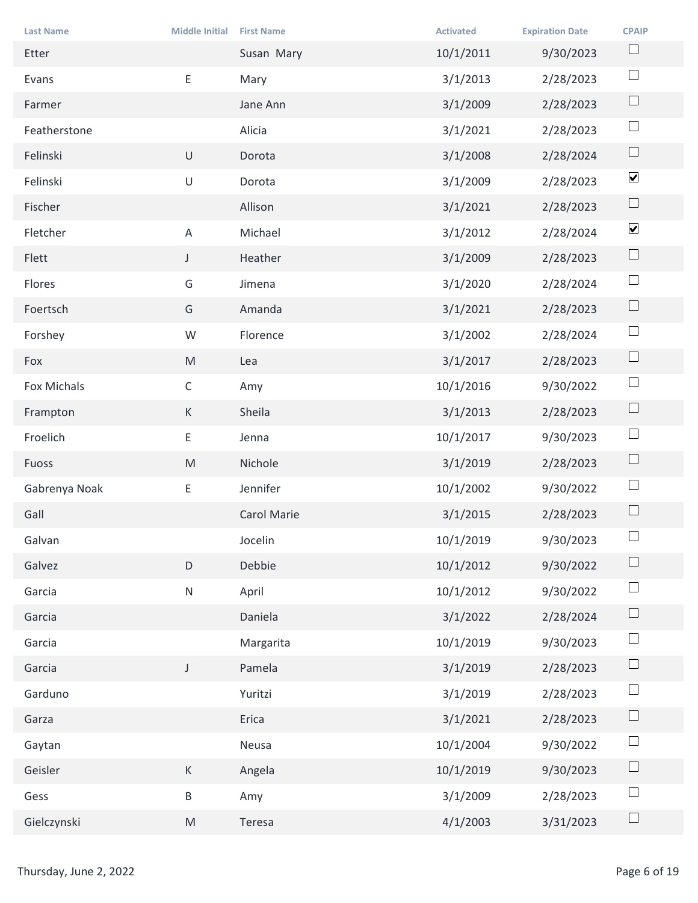| Last Name | Middle Initial | First Name | Activated | Expiration Date | CPAIP |
|---|---|---|---|---|---|
| Etter | | Susan Mary | 10/1/2011 | 9/30/2023 | ☐ |
| Evans | E | Mary | 3/1/2013 | 2/28/2023 | ☐ |
| Farmer | | Jane Ann | 3/1/2009 | 2/28/2023 | ☐ |
| Featherstone | | Alicia | 3/1/2021 | 2/28/2023 | ☐ |
| Felinski | U | Dorota | 3/1/2008 | 2/28/2024 | ☐ |
| Felinski | U | Dorota | 3/1/2009 | 2/28/2023 | ☑ |
| Fischer | | Allison | 3/1/2021 | 2/28/2023 | ☐ |
| Fletcher | A | Michael | 3/1/2012 | 2/28/2024 | ☑ |
| Flett | J | Heather | 3/1/2009 | 2/28/2023 | ☐ |
| Flores | G | Jimena | 3/1/2020 | 2/28/2024 | ☐ |
| Foertsch | G | Amanda | 3/1/2021 | 2/28/2023 | ☐ |
| Forshey | W | Florence | 3/1/2002 | 2/28/2024 | ☐ |
| Fox | M | Lea | 3/1/2017 | 2/28/2023 | ☐ |
| Fox Michals | C | Amy | 10/1/2016 | 9/30/2022 | ☐ |
| Frampton | K | Sheila | 3/1/2013 | 2/28/2023 | ☐ |
| Froelich | E | Jenna | 10/1/2017 | 9/30/2023 | ☐ |
| Fuoss | M | Nichole | 3/1/2019 | 2/28/2023 | ☐ |
| Gabrenya Noak | E | Jennifer | 10/1/2002 | 9/30/2022 | ☐ |
| Gall | | Carol Marie | 3/1/2015 | 2/28/2023 | ☐ |
| Galvan | | Jocelin | 10/1/2019 | 9/30/2023 | ☐ |
| Galvez | D | Debbie | 10/1/2012 | 9/30/2022 | ☐ |
| Garcia | N | April | 10/1/2012 | 9/30/2022 | ☐ |
| Garcia | | Daniela | 3/1/2022 | 2/28/2024 | ☐ |
| Garcia | | Margarita | 10/1/2019 | 9/30/2023 | ☐ |
| Garcia | J | Pamela | 3/1/2019 | 2/28/2023 | ☐ |
| Garduno | | Yuritzi | 3/1/2019 | 2/28/2023 | ☐ |
| Garza | | Erica | 3/1/2021 | 2/28/2023 | ☐ |
| Gaytan | | Neusa | 10/1/2004 | 9/30/2022 | ☐ |
| Geisler | K | Angela | 10/1/2019 | 9/30/2023 | ☐ |
| Gess | B | Amy | 3/1/2009 | 2/28/2023 | ☐ |
| Gielczynski | M | Teresa | 4/1/2003 | 3/31/2023 | ☐ |

Thursday, June 2, 2022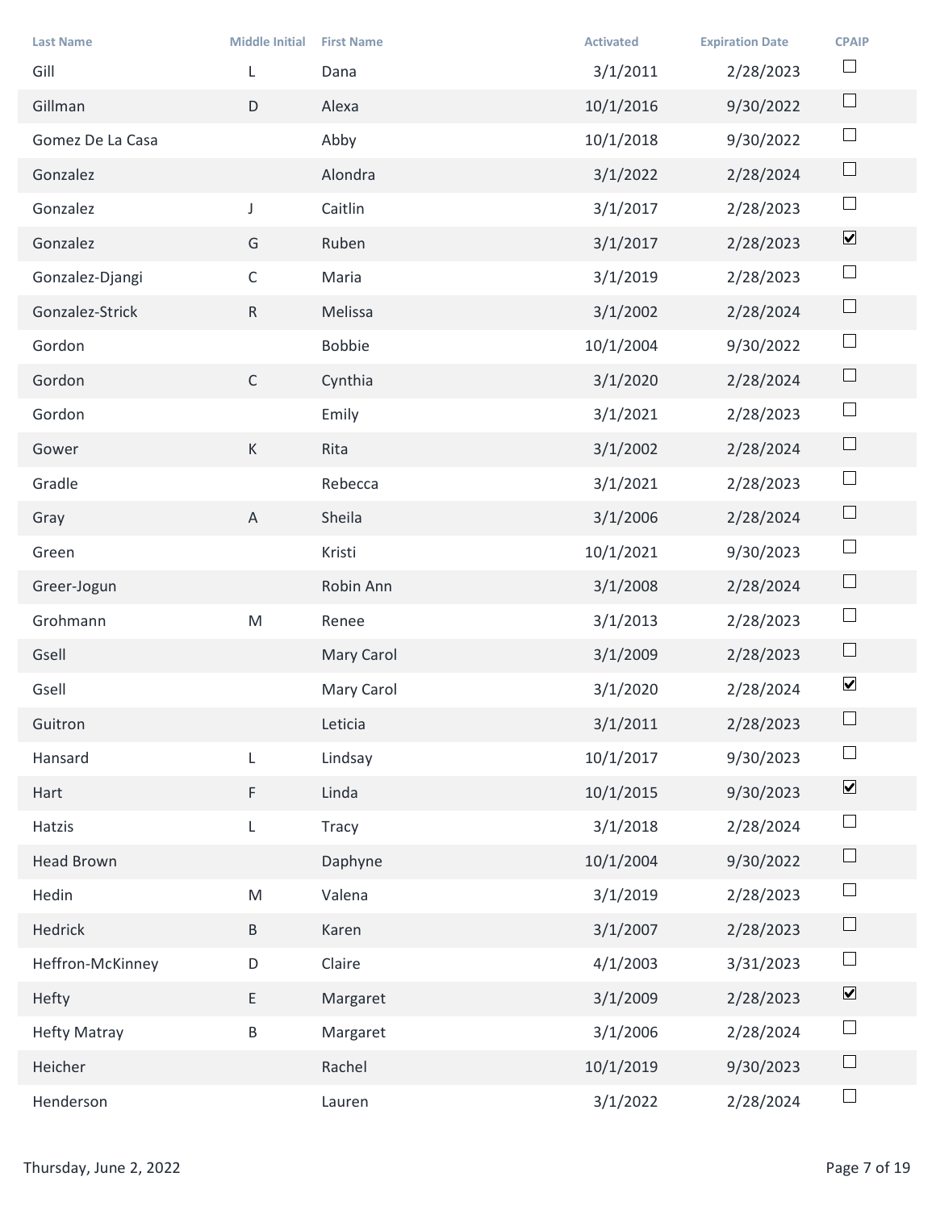| Last Name | Middle Initial | First Name | Activated | Expiration Date | CPAIP |
|---|---|---|---|---|---|
| Gill | L | Dana | 3/1/2011 | 2/28/2023 | ☐ |
| Gillman | D | Alexa | 10/1/2016 | 9/30/2022 | ☐ |
| Gomez De La Casa | | Abby | 10/1/2018 | 9/30/2022 | ☐ |
| Gonzalez | | Alondra | 3/1/2022 | 2/28/2024 | ☐ |
| Gonzalez | J | Caitlin | 3/1/2017 | 2/28/2023 | ☐ |
| Gonzalez | G | Ruben | 3/1/2017 | 2/28/2023 | ☑ |
| Gonzalez-Djangi | C | Maria | 3/1/2019 | 2/28/2023 | ☐ |
| Gonzalez-Strick | R | Melissa | 3/1/2002 | 2/28/2024 | ☐ |
| Gordon | | Bobbie | 10/1/2004 | 9/30/2022 | ☐ |
| Gordon | C | Cynthia | 3/1/2020 | 2/28/2024 | ☐ |
| Gordon | | Emily | 3/1/2021 | 2/28/2023 | ☐ |
| Gower | K | Rita | 3/1/2002 | 2/28/2024 | ☐ |
| Gradle | | Rebecca | 3/1/2021 | 2/28/2023 | ☐ |
| Gray | A | Sheila | 3/1/2006 | 2/28/2024 | ☐ |
| Green | | Kristi | 10/1/2021 | 9/30/2023 | ☐ |
| Greer-Jogun | | Robin Ann | 3/1/2008 | 2/28/2024 | ☐ |
| Grohmann | M | Renee | 3/1/2013 | 2/28/2023 | ☐ |
| Gsell | | Mary Carol | 3/1/2009 | 2/28/2023 | ☐ |
| Gsell | | Mary Carol | 3/1/2020 | 2/28/2024 | ☑ |
| Guitron | | Leticia | 3/1/2011 | 2/28/2023 | ☐ |
| Hansard | L | Lindsay | 10/1/2017 | 9/30/2023 | ☐ |
| Hart | F | Linda | 10/1/2015 | 9/30/2023 | ☑ |
| Hatzis | L | Tracy | 3/1/2018 | 2/28/2024 | ☐ |
| Head Brown | | Daphyne | 10/1/2004 | 9/30/2022 | ☐ |
| Hedin | M | Valena | 3/1/2019 | 2/28/2023 | ☐ |
| Hedrick | B | Karen | 3/1/2007 | 2/28/2023 | ☐ |
| Heffron-McKinney | D | Claire | 4/1/2003 | 3/31/2023 | ☐ |
| Hefty | E | Margaret | 3/1/2009 | 2/28/2023 | ☑ |
| Hefty Matray | B | Margaret | 3/1/2006 | 2/28/2024 | ☐ |
| Heicher | | Rachel | 10/1/2019 | 9/30/2023 | ☐ |
| Henderson | | Lauren | 3/1/2022 | 2/28/2024 | ☐ |

Thursday, June 2, 2022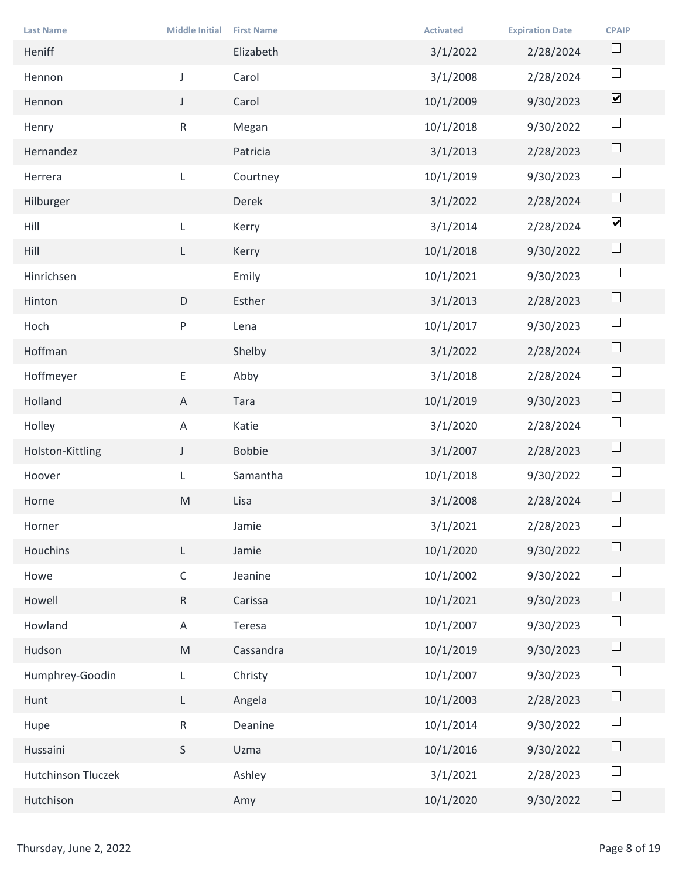| Last Name | Middle Initial | First Name | Activated | Expiration Date | CPAIP |
|---|---|---|---|---|---|
| Heniff | | Elizabeth | 3/1/2022 | 2/28/2024 | ☐ |
| Hennon | J | Carol | 3/1/2008 | 2/28/2024 | ☐ |
| Hennon | J | Carol | 10/1/2009 | 9/30/2023 | ☑ |
| Henry | R | Megan | 10/1/2018 | 9/30/2022 | ☐ |
| Hernandez | | Patricia | 3/1/2013 | 2/28/2023 | ☐ |
| Herrera | L | Courtney | 10/1/2019 | 9/30/2023 | ☐ |
| Hilburger | | Derek | 3/1/2022 | 2/28/2024 | ☐ |
| Hill | L | Kerry | 3/1/2014 | 2/28/2024 | ☑ |
| Hill | L | Kerry | 10/1/2018 | 9/30/2022 | ☐ |
| Hinrichsen | | Emily | 10/1/2021 | 9/30/2023 | ☐ |
| Hinton | D | Esther | 3/1/2013 | 2/28/2023 | ☐ |
| Hoch | P | Lena | 10/1/2017 | 9/30/2023 | ☐ |
| Hoffman | | Shelby | 3/1/2022 | 2/28/2024 | ☐ |
| Hoffmeyer | E | Abby | 3/1/2018 | 2/28/2024 | ☐ |
| Holland | A | Tara | 10/1/2019 | 9/30/2023 | ☐ |
| Holley | A | Katie | 3/1/2020 | 2/28/2024 | ☐ |
| Holston-Kittling | J | Bobbie | 3/1/2007 | 2/28/2023 | ☐ |
| Hoover | L | Samantha | 10/1/2018 | 9/30/2022 | ☐ |
| Horne | M | Lisa | 3/1/2008 | 2/28/2024 | ☐ |
| Horner | | Jamie | 3/1/2021 | 2/28/2023 | ☐ |
| Houchins | L | Jamie | 10/1/2020 | 9/30/2022 | ☐ |
| Howe | C | Jeanine | 10/1/2002 | 9/30/2022 | ☐ |
| Howell | R | Carissa | 10/1/2021 | 9/30/2023 | ☐ |
| Howland | A | Teresa | 10/1/2007 | 9/30/2023 | ☐ |
| Hudson | M | Cassandra | 10/1/2019 | 9/30/2023 | ☐ |
| Humphrey-Goodin | L | Christy | 10/1/2007 | 9/30/2023 | ☐ |
| Hunt | L | Angela | 10/1/2003 | 2/28/2023 | ☐ |
| Hupe | R | Deanine | 10/1/2014 | 9/30/2022 | ☐ |
| Hussaini | S | Uzma | 10/1/2016 | 9/30/2022 | ☐ |
| Hutchinson Tluczek | | Ashley | 3/1/2021 | 2/28/2023 | ☐ |
| Hutchison | | Amy | 10/1/2020 | 9/30/2022 | ☐ |

Thursday, June 2, 2022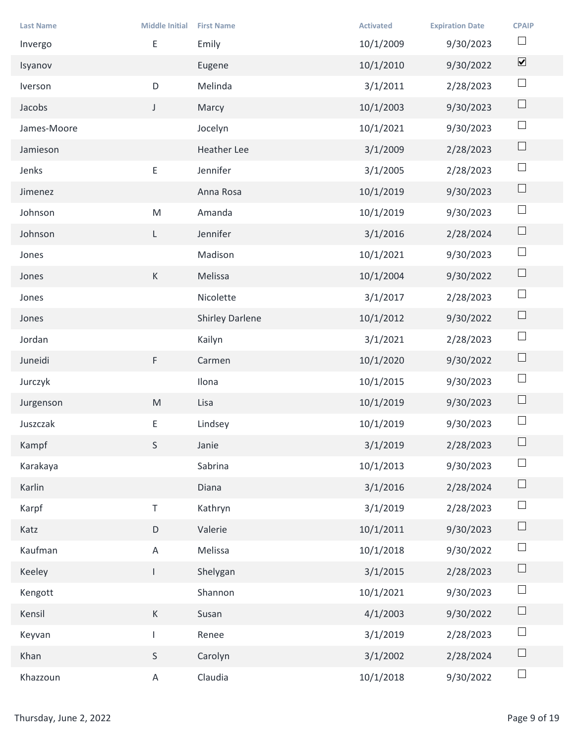| Last Name | Middle Initial | First Name | Activated | Expiration Date | CPAIP |
|---|---|---|---|---|---|
| Invergo | E | Emily | 10/1/2009 | 9/30/2023 | ☐ |
| Isyanov | | Eugene | 10/1/2010 | 9/30/2022 | ☑ |
| Iverson | D | Melinda | 3/1/2011 | 2/28/2023 | ☐ |
| Jacobs | J | Marcy | 10/1/2003 | 9/30/2023 | ☐ |
| James-Moore | | Jocelyn | 10/1/2021 | 9/30/2023 | ☐ |
| Jamieson | | Heather Lee | 3/1/2009 | 2/28/2023 | ☐ |
| Jenks | E | Jennifer | 3/1/2005 | 2/28/2023 | ☐ |
| Jimenez | | Anna Rosa | 10/1/2019 | 9/30/2023 | ☐ |
| Johnson | M | Amanda | 10/1/2019 | 9/30/2023 | ☐ |
| Johnson | L | Jennifer | 3/1/2016 | 2/28/2024 | ☐ |
| Jones | | Madison | 10/1/2021 | 9/30/2023 | ☐ |
| Jones | K | Melissa | 10/1/2004 | 9/30/2022 | ☐ |
| Jones | | Nicolette | 3/1/2017 | 2/28/2023 | ☐ |
| Jones | | Shirley Darlene | 10/1/2012 | 9/30/2022 | ☐ |
| Jordan | | Kailyn | 3/1/2021 | 2/28/2023 | ☐ |
| Juneidi | F | Carmen | 10/1/2020 | 9/30/2022 | ☐ |
| Jurczyk | | Ilona | 10/1/2015 | 9/30/2023 | ☐ |
| Jurgenson | M | Lisa | 10/1/2019 | 9/30/2023 | ☐ |
| Juszczak | E | Lindsey | 10/1/2019 | 9/30/2023 | ☐ |
| Kampf | S | Janie | 3/1/2019 | 2/28/2023 | ☐ |
| Karakaya | | Sabrina | 10/1/2013 | 9/30/2023 | ☐ |
| Karlin | | Diana | 3/1/2016 | 2/28/2024 | ☐ |
| Karpf | T | Kathryn | 3/1/2019 | 2/28/2023 | ☐ |
| Katz | D | Valerie | 10/1/2011 | 9/30/2023 | ☐ |
| Kaufman | A | Melissa | 10/1/2018 | 9/30/2022 | ☐ |
| Keeley | I | Shelygan | 3/1/2015 | 2/28/2023 | ☐ |
| Kengott | | Shannon | 10/1/2021 | 9/30/2023 | ☐ |
| Kensil | K | Susan | 4/1/2003 | 9/30/2022 | ☐ |
| Keyvan | I | Renee | 3/1/2019 | 2/28/2023 | ☐ |
| Khan | S | Carolyn | 3/1/2002 | 2/28/2024 | ☐ |
| Khazzoun | A | Claudia | 10/1/2018 | 9/30/2022 | ☐ |

Thursday, June 2, 2022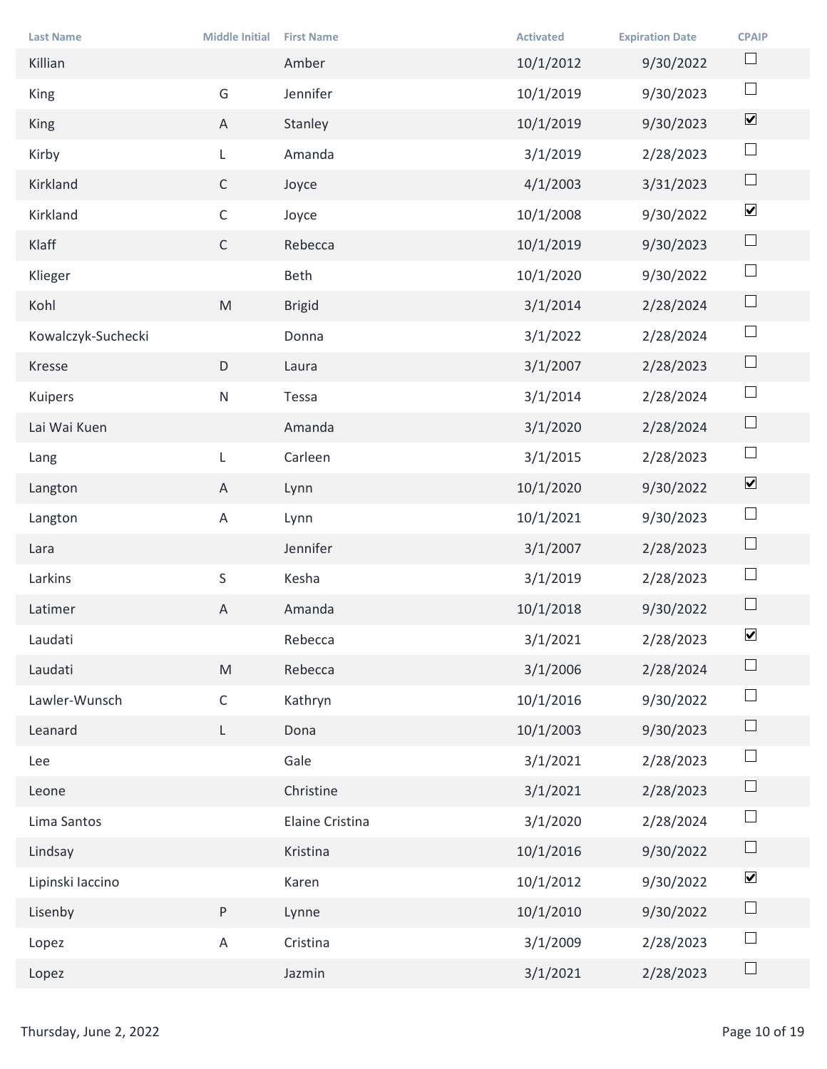| Last Name | Middle Initial | First Name | Activated | Expiration Date | CPAIP |
|---|---|---|---|---|---|
| Killian | | Amber | 10/1/2012 | 9/30/2022 | ☐ |
| King | G | Jennifer | 10/1/2019 | 9/30/2023 | ☐ |
| King | A | Stanley | 10/1/2019 | 9/30/2023 | ☑ |
| Kirby | L | Amanda | 3/1/2019 | 2/28/2023 | ☐ |
| Kirkland | C | Joyce | 4/1/2003 | 3/31/2023 | ☐ |
| Kirkland | C | Joyce | 10/1/2008 | 9/30/2022 | ☑ |
| Klaff | C | Rebecca | 10/1/2019 | 9/30/2023 | ☐ |
| Klieger | | Beth | 10/1/2020 | 9/30/2022 | ☐ |
| Kohl | M | Brigid | 3/1/2014 | 2/28/2024 | ☐ |
| Kowalczyk-Suchecki | | Donna | 3/1/2022 | 2/28/2024 | ☐ |
| Kresse | D | Laura | 3/1/2007 | 2/28/2023 | ☐ |
| Kuipers | N | Tessa | 3/1/2014 | 2/28/2024 | ☐ |
| Lai Wai Kuen | | Amanda | 3/1/2020 | 2/28/2024 | ☐ |
| Lang | L | Carleen | 3/1/2015 | 2/28/2023 | ☐ |
| Langton | A | Lynn | 10/1/2020 | 9/30/2022 | ☑ |
| Langton | A | Lynn | 10/1/2021 | 9/30/2023 | ☐ |
| Lara | | Jennifer | 3/1/2007 | 2/28/2023 | ☐ |
| Larkins | S | Kesha | 3/1/2019 | 2/28/2023 | ☐ |
| Latimer | A | Amanda | 10/1/2018 | 9/30/2022 | ☐ |
| Laudati | | Rebecca | 3/1/2021 | 2/28/2023 | ☑ |
| Laudati | M | Rebecca | 3/1/2006 | 2/28/2024 | ☐ |
| Lawler-Wunsch | C | Kathryn | 10/1/2016 | 9/30/2022 | ☐ |
| Leanard | L | Dona | 10/1/2003 | 9/30/2023 | ☐ |
| Lee | | Gale | 3/1/2021 | 2/28/2023 | ☐ |
| Leone | | Christine | 3/1/2021 | 2/28/2023 | ☐ |
| Lima Santos | | Elaine Cristina | 3/1/2020 | 2/28/2024 | ☐ |
| Lindsay | | Kristina | 10/1/2016 | 9/30/2022 | ☐ |
| Lipinski Iaccino | | Karen | 10/1/2012 | 9/30/2022 | ☑ |
| Lisenby | P | Lynne | 10/1/2010 | 9/30/2022 | ☐ |
| Lopez | A | Cristina | 3/1/2009 | 2/28/2023 | ☐ |
| Lopez | | Jazmin | 3/1/2021 | 2/28/2023 | ☐ |

Thursday, June 2, 2022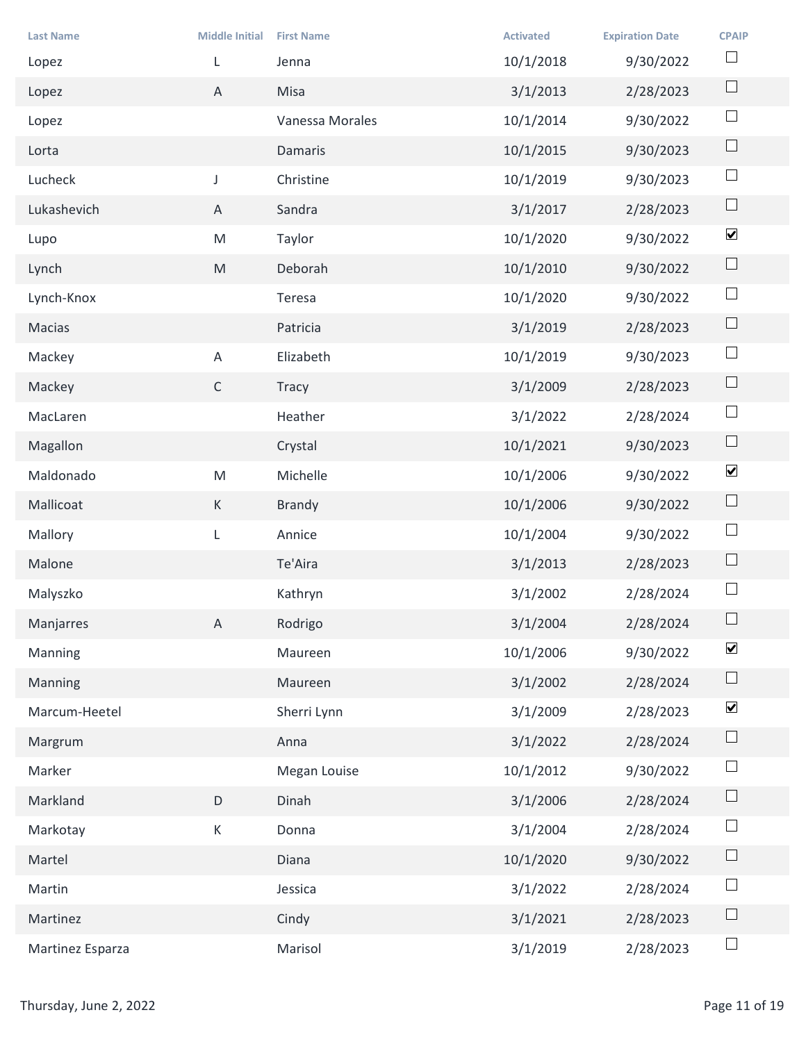| Last Name | Middle Initial | First Name | Activated | Expiration Date | CPAIP |
|---|---|---|---|---|---|
| Lopez | L | Jenna | 10/1/2018 | 9/30/2022 | ☐ |
| Lopez | A | Misa | 3/1/2013 | 2/28/2023 | ☐ |
| Lopez | | Vanessa Morales | 10/1/2014 | 9/30/2022 | ☐ |
| Lorta | | Damaris | 10/1/2015 | 9/30/2023 | ☐ |
| Lucheck | J | Christine | 10/1/2019 | 9/30/2023 | ☐ |
| Lukashevich | A | Sandra | 3/1/2017 | 2/28/2023 | ☐ |
| Lupo | M | Taylor | 10/1/2020 | 9/30/2022 | ☑ |
| Lynch | M | Deborah | 10/1/2010 | 9/30/2022 | ☐ |
| Lynch-Knox | | Teresa | 10/1/2020 | 9/30/2022 | ☐ |
| Macias | | Patricia | 3/1/2019 | 2/28/2023 | ☐ |
| Mackey | A | Elizabeth | 10/1/2019 | 9/30/2023 | ☐ |
| Mackey | C | Tracy | 3/1/2009 | 2/28/2023 | ☐ |
| MacLaren | | Heather | 3/1/2022 | 2/28/2024 | ☐ |
| Magallon | | Crystal | 10/1/2021 | 9/30/2023 | ☐ |
| Maldonado | M | Michelle | 10/1/2006 | 9/30/2022 | ☑ |
| Mallicoat | K | Brandy | 10/1/2006 | 9/30/2022 | ☐ |
| Mallory | L | Annice | 10/1/2004 | 9/30/2022 | ☐ |
| Malone | | Te'Aira | 3/1/2013 | 2/28/2023 | ☐ |
| Malyszko | | Kathryn | 3/1/2002 | 2/28/2024 | ☐ |
| Manjarres | A | Rodrigo | 3/1/2004 | 2/28/2024 | ☐ |
| Manning | | Maureen | 10/1/2006 | 9/30/2022 | ☑ |
| Manning | | Maureen | 3/1/2002 | 2/28/2024 | ☐ |
| Marcum-Heetel | | Sherri Lynn | 3/1/2009 | 2/28/2023 | ☑ |
| Margrum | | Anna | 3/1/2022 | 2/28/2024 | ☐ |
| Marker | | Megan Louise | 10/1/2012 | 9/30/2022 | ☐ |
| Markland | D | Dinah | 3/1/2006 | 2/28/2024 | ☐ |
| Markotay | K | Donna | 3/1/2004 | 2/28/2024 | ☐ |
| Martel | | Diana | 10/1/2020 | 9/30/2022 | ☐ |
| Martin | | Jessica | 3/1/2022 | 2/28/2024 | ☐ |
| Martinez | | Cindy | 3/1/2021 | 2/28/2023 | ☐ |
| Martinez Esparza | | Marisol | 3/1/2019 | 2/28/2023 | ☐ |

Thursday, June 2, 2022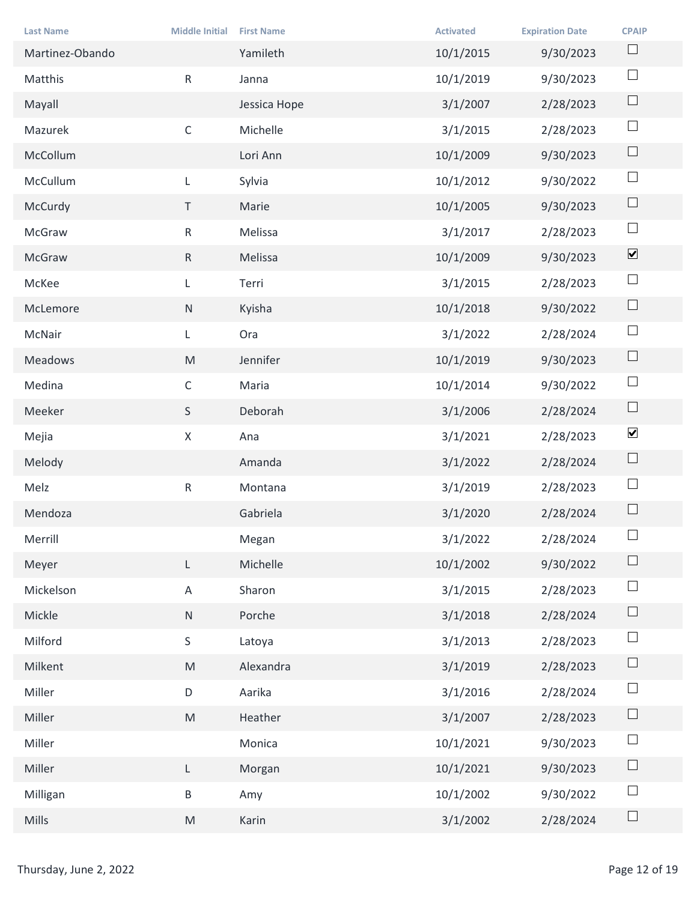| Last Name | Middle Initial | First Name | Activated | Expiration Date | CPAIP |
|---|---|---|---|---|---|
| Martinez-Obando | | Yamileth | 10/1/2015 | 9/30/2023 | ☐ |
| Matthis | R | Janna | 10/1/2019 | 9/30/2023 | ☐ |
| Mayall | | Jessica Hope | 3/1/2007 | 2/28/2023 | ☐ |
| Mazurek | C | Michelle | 3/1/2015 | 2/28/2023 | ☐ |
| McCollum | | Lori Ann | 10/1/2009 | 9/30/2023 | ☐ |
| McCullum | L | Sylvia | 10/1/2012 | 9/30/2022 | ☐ |
| McCurdy | T | Marie | 10/1/2005 | 9/30/2023 | ☐ |
| McGraw | R | Melissa | 3/1/2017 | 2/28/2023 | ☐ |
| McGraw | R | Melissa | 10/1/2009 | 9/30/2023 | ☑ |
| McKee | L | Terri | 3/1/2015 | 2/28/2023 | ☐ |
| McLemore | N | Kyisha | 10/1/2018 | 9/30/2022 | ☐ |
| McNair | L | Ora | 3/1/2022 | 2/28/2024 | ☐ |
| Meadows | M | Jennifer | 10/1/2019 | 9/30/2023 | ☐ |
| Medina | C | Maria | 10/1/2014 | 9/30/2022 | ☐ |
| Meeker | S | Deborah | 3/1/2006 | 2/28/2024 | ☐ |
| Mejia | X | Ana | 3/1/2021 | 2/28/2023 | ☑ |
| Melody | | Amanda | 3/1/2022 | 2/28/2024 | ☐ |
| Melz | R | Montana | 3/1/2019 | 2/28/2023 | ☐ |
| Mendoza | | Gabriela | 3/1/2020 | 2/28/2024 | ☐ |
| Merrill | | Megan | 3/1/2022 | 2/28/2024 | ☐ |
| Meyer | L | Michelle | 10/1/2002 | 9/30/2022 | ☐ |
| Mickelson | A | Sharon | 3/1/2015 | 2/28/2023 | ☐ |
| Mickle | N | Porche | 3/1/2018 | 2/28/2024 | ☐ |
| Milford | S | Latoya | 3/1/2013 | 2/28/2023 | ☐ |
| Milkent | M | Alexandra | 3/1/2019 | 2/28/2023 | ☐ |
| Miller | D | Aarika | 3/1/2016 | 2/28/2024 | ☐ |
| Miller | M | Heather | 3/1/2007 | 2/28/2023 | ☐ |
| Miller | | Monica | 10/1/2021 | 9/30/2023 | ☐ |
| Miller | L | Morgan | 10/1/2021 | 9/30/2023 | ☐ |
| Milligan | B | Amy | 10/1/2002 | 9/30/2022 | ☐ |
| Mills | M | Karin | 3/1/2002 | 2/28/2024 | ☐ |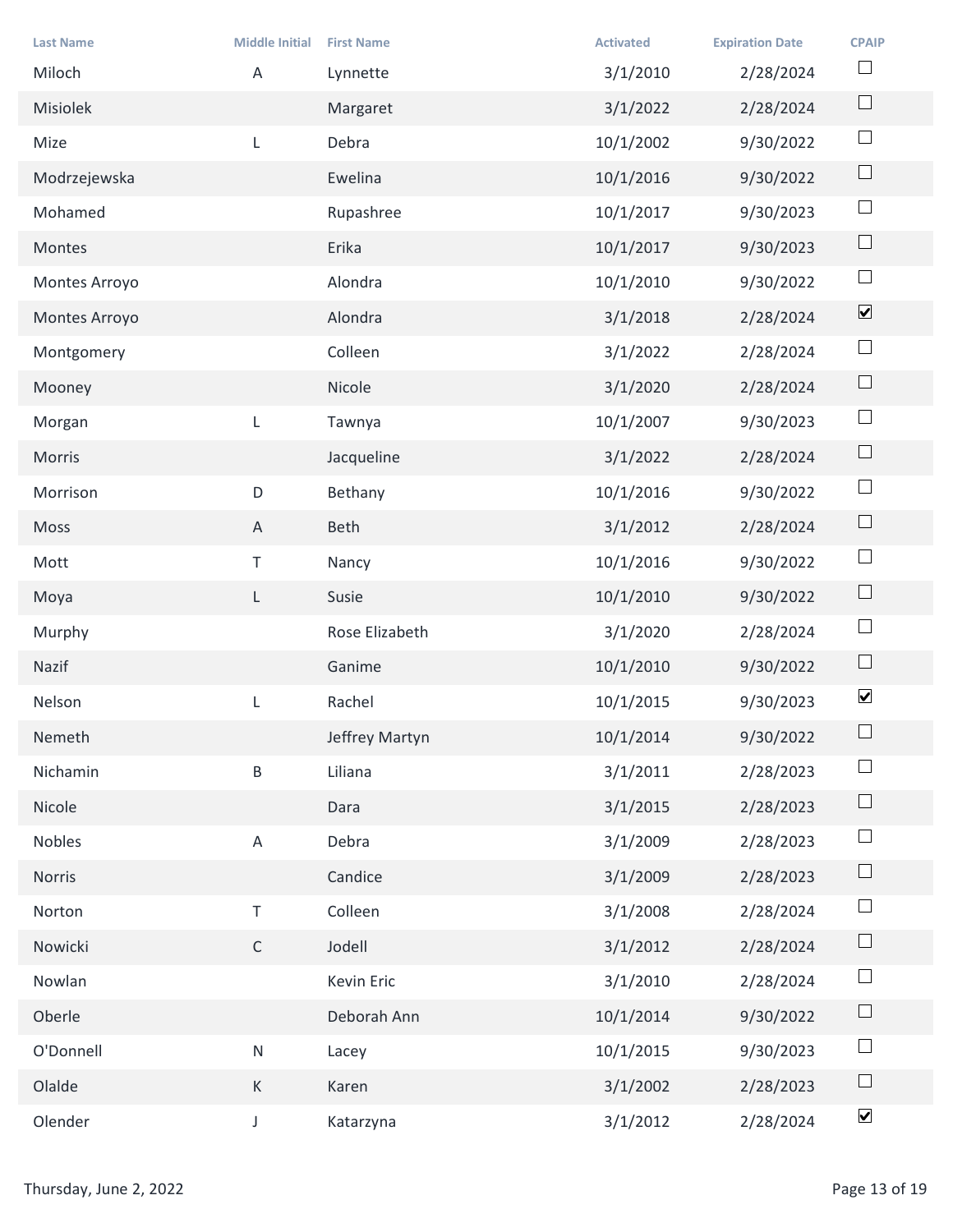| Last Name | Middle Initial | First Name | Activated | Expiration Date | CPAIP |
|---|---|---|---|---|---|
| Miloch | A | Lynnette | 3/1/2010 | 2/28/2024 | ☐ |
| Misiolek | | Margaret | 3/1/2022 | 2/28/2024 | ☐ |
| Mize | L | Debra | 10/1/2002 | 9/30/2022 | ☐ |
| Modrzejewska | | Ewelina | 10/1/2016 | 9/30/2022 | ☐ |
| Mohamed | | Rupashree | 10/1/2017 | 9/30/2023 | ☐ |
| Montes | | Erika | 10/1/2017 | 9/30/2023 | ☐ |
| Montes Arroyo | | Alondra | 10/1/2010 | 9/30/2022 | ☐ |
| Montes Arroyo | | Alondra | 3/1/2018 | 2/28/2024 | ☑ |
| Montgomery | | Colleen | 3/1/2022 | 2/28/2024 | ☐ |
| Mooney | | Nicole | 3/1/2020 | 2/28/2024 | ☐ |
| Morgan | L | Tawnya | 10/1/2007 | 9/30/2023 | ☐ |
| Morris | | Jacqueline | 3/1/2022 | 2/28/2024 | ☐ |
| Morrison | D | Bethany | 10/1/2016 | 9/30/2022 | ☐ |
| Moss | A | Beth | 3/1/2012 | 2/28/2024 | ☐ |
| Mott | T | Nancy | 10/1/2016 | 9/30/2022 | ☐ |
| Moya | L | Susie | 10/1/2010 | 9/30/2022 | ☐ |
| Murphy | | Rose Elizabeth | 3/1/2020 | 2/28/2024 | ☐ |
| Nazif | | Ganime | 10/1/2010 | 9/30/2022 | ☐ |
| Nelson | L | Rachel | 10/1/2015 | 9/30/2023 | ☑ |
| Nemeth | | Jeffrey Martyn | 10/1/2014 | 9/30/2022 | ☐ |
| Nichamin | B | Liliana | 3/1/2011 | 2/28/2023 | ☐ |
| Nicole | | Dara | 3/1/2015 | 2/28/2023 | ☐ |
| Nobles | A | Debra | 3/1/2009 | 2/28/2023 | ☐ |
| Norris | | Candice | 3/1/2009 | 2/28/2023 | ☐ |
| Norton | T | Colleen | 3/1/2008 | 2/28/2024 | ☐ |
| Nowicki | C | Jodell | 3/1/2012 | 2/28/2024 | ☐ |
| Nowlan | | Kevin Eric | 3/1/2010 | 2/28/2024 | ☐ |
| Oberle | | Deborah Ann | 10/1/2014 | 9/30/2022 | ☐ |
| O'Donnell | N | Lacey | 10/1/2015 | 9/30/2023 | ☐ |
| Olalde | K | Karen | 3/1/2002 | 2/28/2023 | ☐ |
| Olender | J | Katarzyna | 3/1/2012 | 2/28/2024 | ☑ |

Thursday, June 2, 2022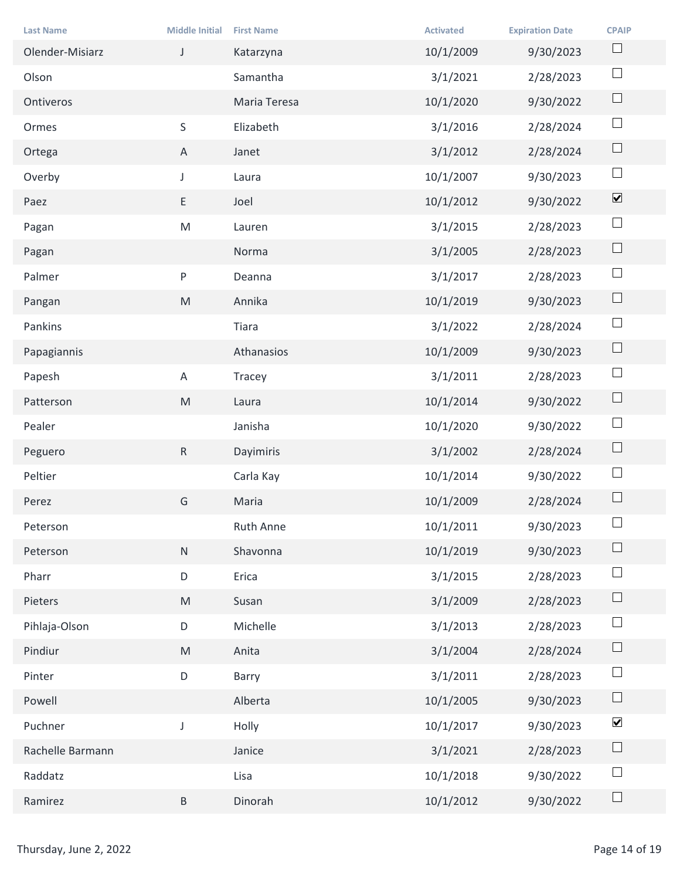| Last Name | Middle Initial | First Name | Activated | Expiration Date | CPAIP |
|---|---|---|---|---|---|
| Olender-Misiarz | J | Katarzyna | 10/1/2009 | 9/30/2023 | ☐ |
| Olson | | Samantha | 3/1/2021 | 2/28/2023 | ☐ |
| Ontiveros | | Maria Teresa | 10/1/2020 | 9/30/2022 | ☐ |
| Ormes | S | Elizabeth | 3/1/2016 | 2/28/2024 | ☐ |
| Ortega | A | Janet | 3/1/2012 | 2/28/2024 | ☐ |
| Overby | J | Laura | 10/1/2007 | 9/30/2023 | ☐ |
| Paez | E | Joel | 10/1/2012 | 9/30/2022 | ☑ |
| Pagan | M | Lauren | 3/1/2015 | 2/28/2023 | ☐ |
| Pagan | | Norma | 3/1/2005 | 2/28/2023 | ☐ |
| Palmer | P | Deanna | 3/1/2017 | 2/28/2023 | ☐ |
| Pangan | M | Annika | 10/1/2019 | 9/30/2023 | ☐ |
| Pankins | | Tiara | 3/1/2022 | 2/28/2024 | ☐ |
| Papagiannis | | Athanasios | 10/1/2009 | 9/30/2023 | ☐ |
| Papesh | A | Tracey | 3/1/2011 | 2/28/2023 | ☐ |
| Patterson | M | Laura | 10/1/2014 | 9/30/2022 | ☐ |
| Pealer | | Janisha | 10/1/2020 | 9/30/2022 | ☐ |
| Peguero | R | Dayimiris | 3/1/2002 | 2/28/2024 | ☐ |
| Peltier | | Carla Kay | 10/1/2014 | 9/30/2022 | ☐ |
| Perez | G | Maria | 10/1/2009 | 2/28/2024 | ☐ |
| Peterson | | Ruth Anne | 10/1/2011 | 9/30/2023 | ☐ |
| Peterson | N | Shavonna | 10/1/2019 | 9/30/2023 | ☐ |
| Pharr | D | Erica | 3/1/2015 | 2/28/2023 | ☐ |
| Pieters | M | Susan | 3/1/2009 | 2/28/2023 | ☐ |
| Pihlaja-Olson | D | Michelle | 3/1/2013 | 2/28/2023 | ☐ |
| Pindiur | M | Anita | 3/1/2004 | 2/28/2024 | ☐ |
| Pinter | D | Barry | 3/1/2011 | 2/28/2023 | ☐ |
| Powell | | Alberta | 10/1/2005 | 9/30/2023 | ☐ |
| Puchner | J | Holly | 10/1/2017 | 9/30/2023 | ☑ |
| Rachelle Barmann | | Janice | 3/1/2021 | 2/28/2023 | ☐ |
| Raddatz | | Lisa | 10/1/2018 | 9/30/2022 | ☐ |
| Ramirez | B | Dinorah | 10/1/2012 | 9/30/2022 | ☐ |

Thursday, June 2, 2022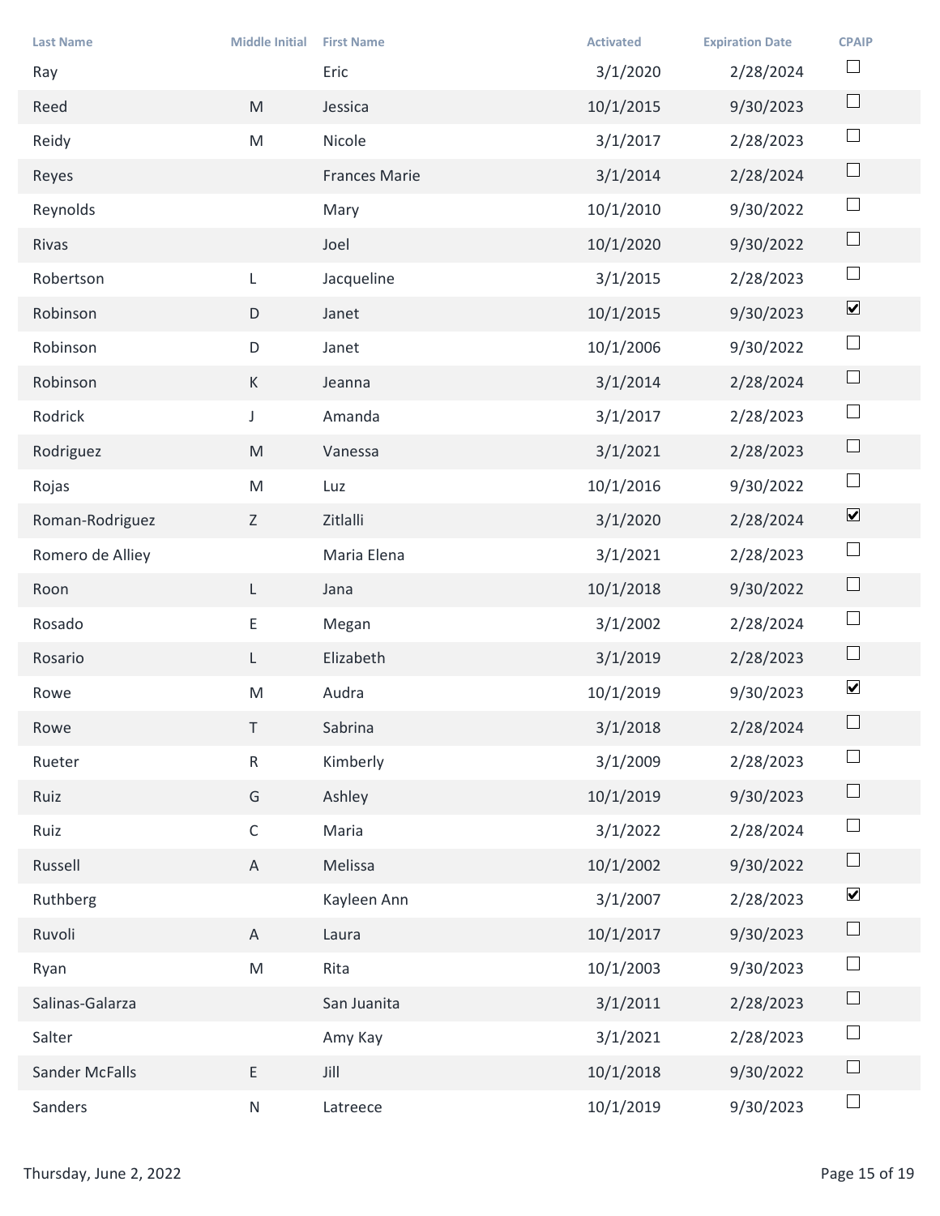| Last Name | Middle Initial | First Name | Activated | Expiration Date | CPAIP |
|---|---|---|---|---|---|
| Ray | | Eric | 3/1/2020 | 2/28/2024 | ☐ |
| Reed | M | Jessica | 10/1/2015 | 9/30/2023 | ☐ |
| Reidy | M | Nicole | 3/1/2017 | 2/28/2023 | ☐ |
| Reyes | | Frances Marie | 3/1/2014 | 2/28/2024 | ☐ |
| Reynolds | | Mary | 10/1/2010 | 9/30/2022 | ☐ |
| Rivas | | Joel | 10/1/2020 | 9/30/2022 | ☐ |
| Robertson | L | Jacqueline | 3/1/2015 | 2/28/2023 | ☐ |
| Robinson | D | Janet | 10/1/2015 | 9/30/2023 | ☑ |
| Robinson | D | Janet | 10/1/2006 | 9/30/2022 | ☐ |
| Robinson | K | Jeanna | 3/1/2014 | 2/28/2024 | ☐ |
| Rodrick | J | Amanda | 3/1/2017 | 2/28/2023 | ☐ |
| Rodriguez | M | Vanessa | 3/1/2021 | 2/28/2023 | ☐ |
| Rojas | M | Luz | 10/1/2016 | 9/30/2022 | ☐ |
| Roman-Rodriguez | Z | Zitlalli | 3/1/2020 | 2/28/2024 | ☑ |
| Romero de Alliey | | Maria Elena | 3/1/2021 | 2/28/2023 | ☐ |
| Roon | L | Jana | 10/1/2018 | 9/30/2022 | ☐ |
| Rosado | E | Megan | 3/1/2002 | 2/28/2024 | ☐ |
| Rosario | L | Elizabeth | 3/1/2019 | 2/28/2023 | ☐ |
| Rowe | M | Audra | 10/1/2019 | 9/30/2023 | ☑ |
| Rowe | T | Sabrina | 3/1/2018 | 2/28/2024 | ☐ |
| Rueter | R | Kimberly | 3/1/2009 | 2/28/2023 | ☐ |
| Ruiz | G | Ashley | 10/1/2019 | 9/30/2023 | ☐ |
| Ruiz | C | Maria | 3/1/2022 | 2/28/2024 | ☐ |
| Russell | A | Melissa | 10/1/2002 | 9/30/2022 | ☐ |
| Ruthberg | | Kayleen Ann | 3/1/2007 | 2/28/2023 | ☑ |
| Ruvoli | A | Laura | 10/1/2017 | 9/30/2023 | ☐ |
| Ryan | M | Rita | 10/1/2003 | 9/30/2023 | ☐ |
| Salinas-Galarza | | San Juanita | 3/1/2011 | 2/28/2023 | ☐ |
| Salter | | Amy Kay | 3/1/2021 | 2/28/2023 | ☐ |
| Sander McFalls | E | Jill | 10/1/2018 | 9/30/2022 | ☐ |
| Sanders | N | Latreece | 10/1/2019 | 9/30/2023 | ☐ |

Thursday, June 2, 2022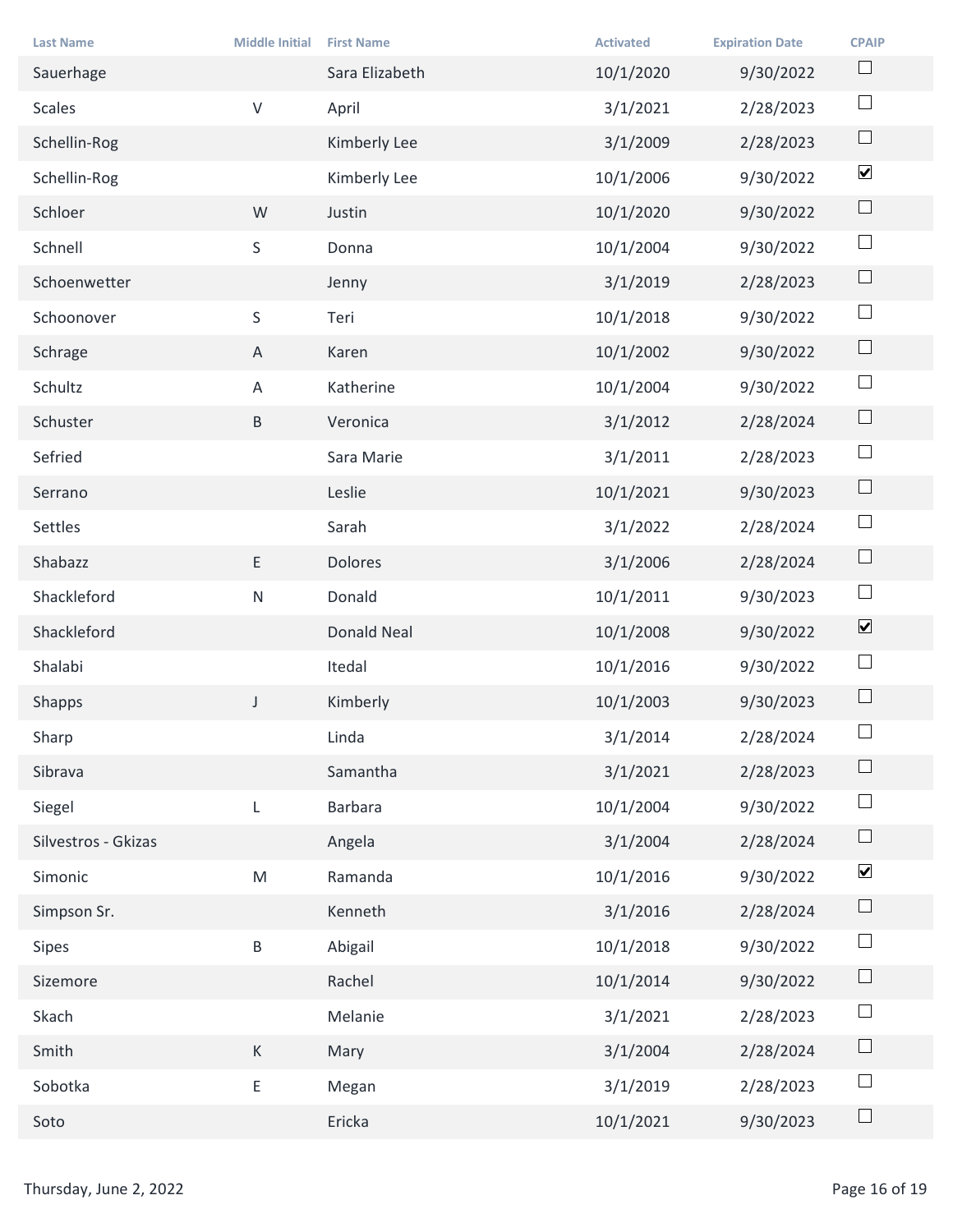| Last Name | Middle Initial | First Name | Activated | Expiration Date | CPAIP |
|---|---|---|---|---|---|
| Sauerhage | | Sara Elizabeth | 10/1/2020 | 9/30/2022 | ☐ |
| Scales | V | April | 3/1/2021 | 2/28/2023 | ☐ |
| Schellin-Rog | | Kimberly Lee | 3/1/2009 | 2/28/2023 | ☐ |
| Schellin-Rog | | Kimberly Lee | 10/1/2006 | 9/30/2022 | ☑ |
| Schloer | W | Justin | 10/1/2020 | 9/30/2022 | ☐ |
| Schnell | S | Donna | 10/1/2004 | 9/30/2022 | ☐ |
| Schoenwetter | | Jenny | 3/1/2019 | 2/28/2023 | ☐ |
| Schoonover | S | Teri | 10/1/2018 | 9/30/2022 | ☐ |
| Schrage | A | Karen | 10/1/2002 | 9/30/2022 | ☐ |
| Schultz | A | Katherine | 10/1/2004 | 9/30/2022 | ☐ |
| Schuster | B | Veronica | 3/1/2012 | 2/28/2024 | ☐ |
| Sefried | | Sara Marie | 3/1/2011 | 2/28/2023 | ☐ |
| Serrano | | Leslie | 10/1/2021 | 9/30/2023 | ☐ |
| Settles | | Sarah | 3/1/2022 | 2/28/2024 | ☐ |
| Shabazz | E | Dolores | 3/1/2006 | 2/28/2024 | ☐ |
| Shackleford | N | Donald | 10/1/2011 | 9/30/2023 | ☐ |
| Shackleford | | Donald Neal | 10/1/2008 | 9/30/2022 | ☑ |
| Shalabi | | Itedal | 10/1/2016 | 9/30/2022 | ☐ |
| Shapps | J | Kimberly | 10/1/2003 | 9/30/2023 | ☐ |
| Sharp | | Linda | 3/1/2014 | 2/28/2024 | ☐ |
| Sibrava | | Samantha | 3/1/2021 | 2/28/2023 | ☐ |
| Siegel | L | Barbara | 10/1/2004 | 9/30/2022 | ☐ |
| Silvestros - Gkizas | | Angela | 3/1/2004 | 2/28/2024 | ☐ |
| Simonic | M | Ramanda | 10/1/2016 | 9/30/2022 | ☑ |
| Simpson Sr. | | Kenneth | 3/1/2016 | 2/28/2024 | ☐ |
| Sipes | B | Abigail | 10/1/2018 | 9/30/2022 | ☐ |
| Sizemore | | Rachel | 10/1/2014 | 9/30/2022 | ☐ |
| Skach | | Melanie | 3/1/2021 | 2/28/2023 | ☐ |
| Smith | K | Mary | 3/1/2004 | 2/28/2024 | ☐ |
| Sobotka | E | Megan | 3/1/2019 | 2/28/2023 | ☐ |
| Soto | | Ericka | 10/1/2021 | 9/30/2023 | ☐ |

Thursday, June 2, 2022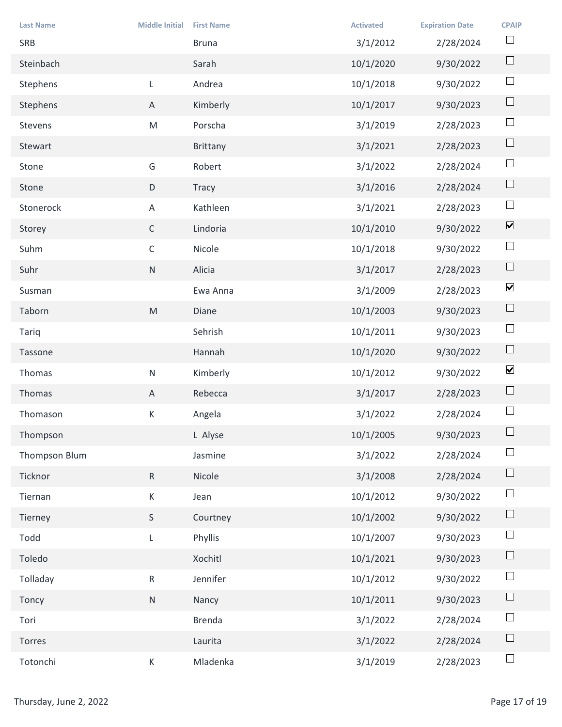| Last Name | Middle Initial | First Name | Activated | Expiration Date | CPAIP |
|---|---|---|---|---|---|
| SRB | | Bruna | 3/1/2012 | 2/28/2024 | ☐ |
| Steinbach | | Sarah | 10/1/2020 | 9/30/2022 | ☐ |
| Stephens | L | Andrea | 10/1/2018 | 9/30/2022 | ☐ |
| Stephens | A | Kimberly | 10/1/2017 | 9/30/2023 | ☐ |
| Stevens | M | Porscha | 3/1/2019 | 2/28/2023 | ☐ |
| Stewart | | Brittany | 3/1/2021 | 2/28/2023 | ☐ |
| Stone | G | Robert | 3/1/2022 | 2/28/2024 | ☐ |
| Stone | D | Tracy | 3/1/2016 | 2/28/2024 | ☐ |
| Stonerock | A | Kathleen | 3/1/2021 | 2/28/2023 | ☐ |
| Storey | C | Lindoria | 10/1/2010 | 9/30/2022 | ☑ |
| Suhm | C | Nicole | 10/1/2018 | 9/30/2022 | ☐ |
| Suhr | N | Alicia | 3/1/2017 | 2/28/2023 | ☐ |
| Susman | | Ewa Anna | 3/1/2009 | 2/28/2023 | ☑ |
| Taborn | M | Diane | 10/1/2003 | 9/30/2023 | ☐ |
| Tariq | | Sehrish | 10/1/2011 | 9/30/2023 | ☐ |
| Tassone | | Hannah | 10/1/2020 | 9/30/2022 | ☐ |
| Thomas | N | Kimberly | 10/1/2012 | 9/30/2022 | ☑ |
| Thomas | A | Rebecca | 3/1/2017 | 2/28/2023 | ☐ |
| Thomason | K | Angela | 3/1/2022 | 2/28/2024 | ☐ |
| Thompson | | L Alyse | 10/1/2005 | 9/30/2023 | ☐ |
| Thompson Blum | | Jasmine | 3/1/2022 | 2/28/2024 | ☐ |
| Ticknor | R | Nicole | 3/1/2008 | 2/28/2024 | ☐ |
| Tiernan | K | Jean | 10/1/2012 | 9/30/2022 | ☐ |
| Tierney | S | Courtney | 10/1/2002 | 9/30/2022 | ☐ |
| Todd | L | Phyllis | 10/1/2007 | 9/30/2023 | ☐ |
| Toledo | | Xochitl | 10/1/2021 | 9/30/2023 | ☐ |
| Tolladay | R | Jennifer | 10/1/2012 | 9/30/2022 | ☐ |
| Toncy | N | Nancy | 10/1/2011 | 9/30/2023 | ☐ |
| Tori | | Brenda | 3/1/2022 | 2/28/2024 | ☐ |
| Torres | | Laurita | 3/1/2022 | 2/28/2024 | ☐ |
| Totonchi | K | Mladenka | 3/1/2019 | 2/28/2023 | ☐ |

Thursday, June 2, 2022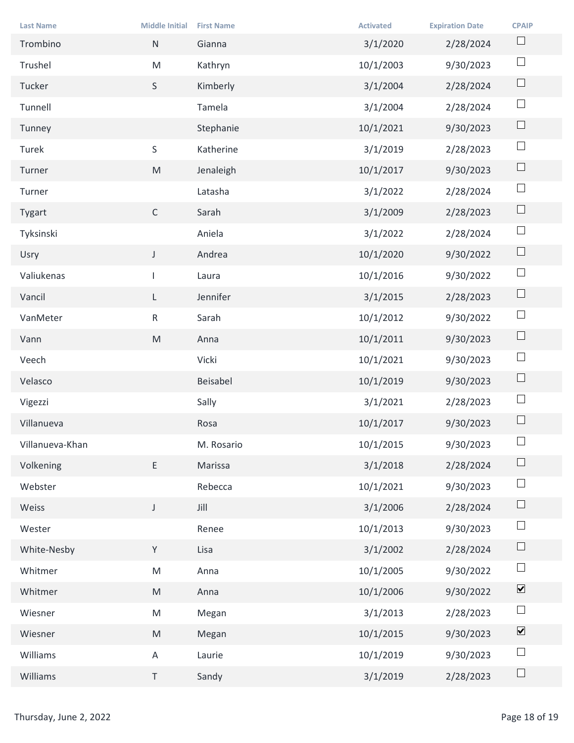| Last Name | Middle Initial | First Name | Activated | Expiration Date | CPAIP |
|---|---|---|---|---|---|
| Trombino | N | Gianna | 3/1/2020 | 2/28/2024 | ☐ |
| Trushel | M | Kathryn | 10/1/2003 | 9/30/2023 | ☐ |
| Tucker | S | Kimberly | 3/1/2004 | 2/28/2024 | ☐ |
| Tunnell | | Tamela | 3/1/2004 | 2/28/2024 | ☐ |
| Tunney | | Stephanie | 10/1/2021 | 9/30/2023 | ☐ |
| Turek | S | Katherine | 3/1/2019 | 2/28/2023 | ☐ |
| Turner | M | Jenaleigh | 10/1/2017 | 9/30/2023 | ☐ |
| Turner | | Latasha | 3/1/2022 | 2/28/2024 | ☐ |
| Tygart | C | Sarah | 3/1/2009 | 2/28/2023 | ☐ |
| Tyksinski | | Aniela | 3/1/2022 | 2/28/2024 | ☐ |
| Usry | J | Andrea | 10/1/2020 | 9/30/2022 | ☐ |
| Valiukenas | I | Laura | 10/1/2016 | 9/30/2022 | ☐ |
| Vancil | L | Jennifer | 3/1/2015 | 2/28/2023 | ☐ |
| VanMeter | R | Sarah | 10/1/2012 | 9/30/2022 | ☐ |
| Vann | M | Anna | 10/1/2011 | 9/30/2023 | ☐ |
| Veech | | Vicki | 10/1/2021 | 9/30/2023 | ☐ |
| Velasco | | Beisabel | 10/1/2019 | 9/30/2023 | ☐ |
| Vigezzi | | Sally | 3/1/2021 | 2/28/2023 | ☐ |
| Villanueva | | Rosa | 10/1/2017 | 9/30/2023 | ☐ |
| Villanueva-Khan | | M. Rosario | 10/1/2015 | 9/30/2023 | ☐ |
| Volkening | E | Marissa | 3/1/2018 | 2/28/2024 | ☐ |
| Webster | | Rebecca | 10/1/2021 | 9/30/2023 | ☐ |
| Weiss | J | Jill | 3/1/2006 | 2/28/2024 | ☐ |
| Wester | | Renee | 10/1/2013 | 9/30/2023 | ☐ |
| White-Nesby | Y | Lisa | 3/1/2002 | 2/28/2024 | ☐ |
| Whitmer | M | Anna | 10/1/2005 | 9/30/2022 | ☐ |
| Whitmer | M | Anna | 10/1/2006 | 9/30/2022 | ☑ |
| Wiesner | M | Megan | 3/1/2013 | 2/28/2023 | ☐ |
| Wiesner | M | Megan | 10/1/2015 | 9/30/2023 | ☑ |
| Williams | A | Laurie | 10/1/2019 | 9/30/2023 | ☐ |
| Williams | T | Sandy | 3/1/2019 | 2/28/2023 | ☐ |

Thursday, June 2, 2022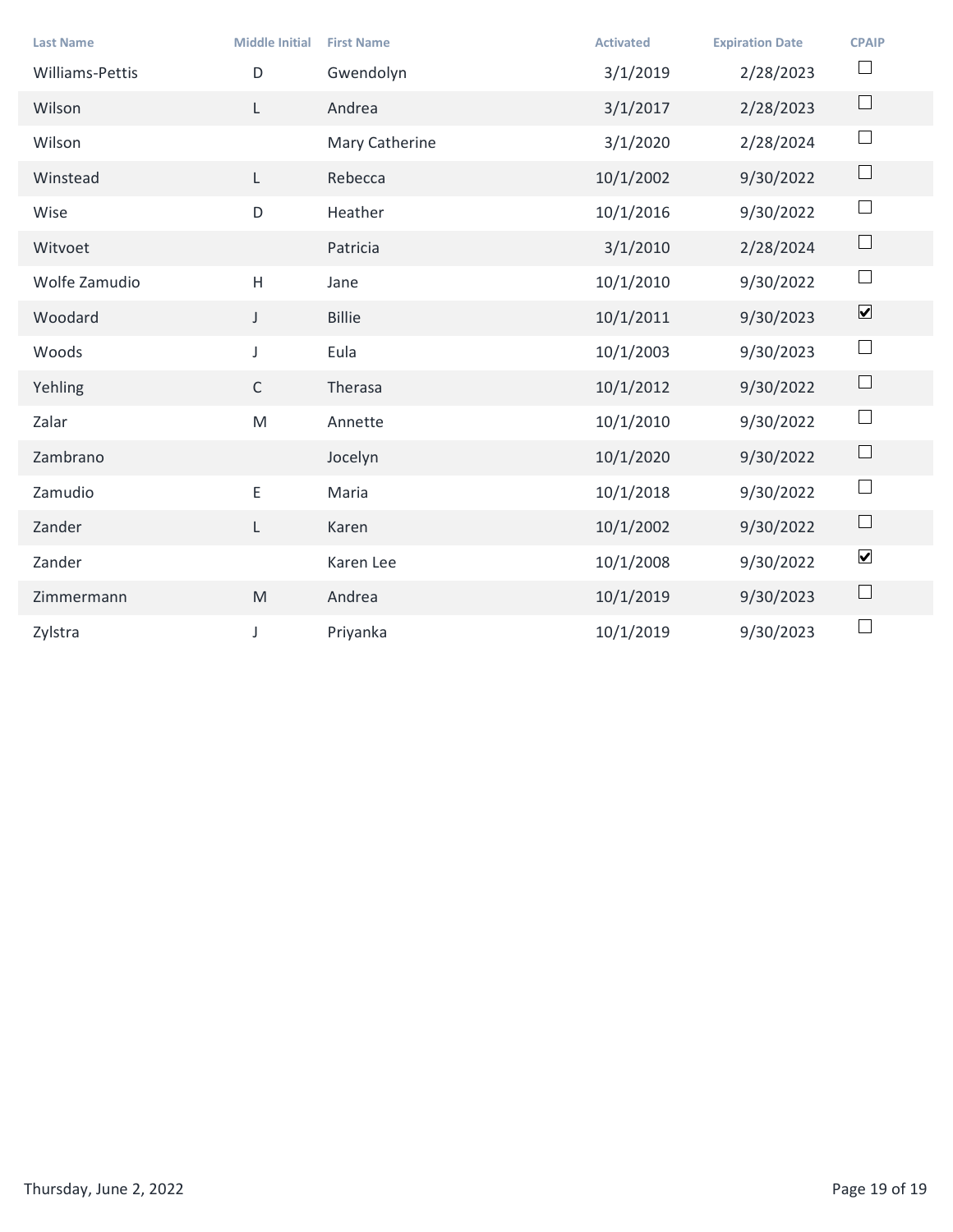| Last Name | Middle Initial | First Name | Activated | Expiration Date | CPAIP |
|---|---|---|---|---|---|
| Williams-Pettis | D | Gwendolyn | 3/1/2019 | 2/28/2023 | ☐ |
| Wilson | L | Andrea | 3/1/2017 | 2/28/2023 | ☐ |
| Wilson | | Mary Catherine | 3/1/2020 | 2/28/2024 | ☐ |
| Winstead | L | Rebecca | 10/1/2002 | 9/30/2022 | ☐ |
| Wise | D | Heather | 10/1/2016 | 9/30/2022 | ☐ |
| Witvoet | | Patricia | 3/1/2010 | 2/28/2024 | ☐ |
| Wolfe Zamudio | H | Jane | 10/1/2010 | 9/30/2022 | ☐ |
| Woodard | J | Billie | 10/1/2011 | 9/30/2023 | ☑ |
| Woods | J | Eula | 10/1/2003 | 9/30/2023 | ☐ |
| Yehling | C | Therasa | 10/1/2012 | 9/30/2022 | ☐ |
| Zalar | M | Annette | 10/1/2010 | 9/30/2022 | ☐ |
| Zambrano | | Jocelyn | 10/1/2020 | 9/30/2022 | ☐ |
| Zamudio | E | Maria | 10/1/2018 | 9/30/2022 | ☐ |
| Zander | L | Karen | 10/1/2002 | 9/30/2022 | ☐ |
| Zander | | Karen Lee | 10/1/2008 | 9/30/2022 | ☑ |
| Zimmermann | M | Andrea | 10/1/2019 | 9/30/2023 | ☐ |
| Zylstra | J | Priyanka | 10/1/2019 | 9/30/2023 | ☐ |

Thursday, June 2, 2022